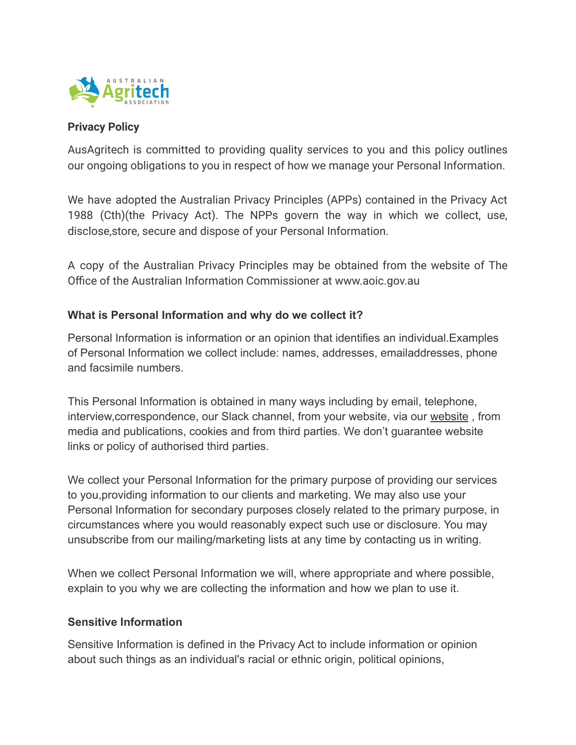**Privacy Policy**

AusAgritech is committed to providing quality services to you and this policy outlines our ongoing obligations to you in respect of how we manage your Personal Information.

We have adopted the Australian Privacy Principles (APPs) contained in the Privacy Act 1988 (Cth)(the Privacy Act). The NPPs govern the way in which we collect, use, disclose,store, secure and dispose of your Personal Information.

A copy of the Australian Privacy Principles may be obtained from the website of The Office of the Australian Information Commissioner at www.aoic.gov.au

**What is Personal Information and why do we collect it?**

Personal Information is information or an opinion that identifies an individual.Examples of Personal Information we collect include: names, addresses, emailaddresses, phone and facsimile numbers.

This Personal Information is obtained in many ways including by email, telephone, interview,correspondence, our Slack channel, from your website, via our website , from media and publications, cookies and from third parties. We don't guarantee website links or policy of authorised third parties.

We collect your Personal Information for the primary purpose of providing our services to you,providing information to our clients and marketing. We may also use your Personal Information for secondary purposes closely related to the primary purpose, in circumstances where you would reasonably expect such use or disclosure. You may unsubscribe from our mailing/marketing lists at any time by contacting us in writing.

When we collect Personal Information we will, where appropriate and where possible, explain to you why we are collecting the information and how we plan to use it.

**Sensitive Information**

Sensitive Information is defined in the Privacy Act to include information or opinion about such things as an individual's racial or ethnic origin, political opinions,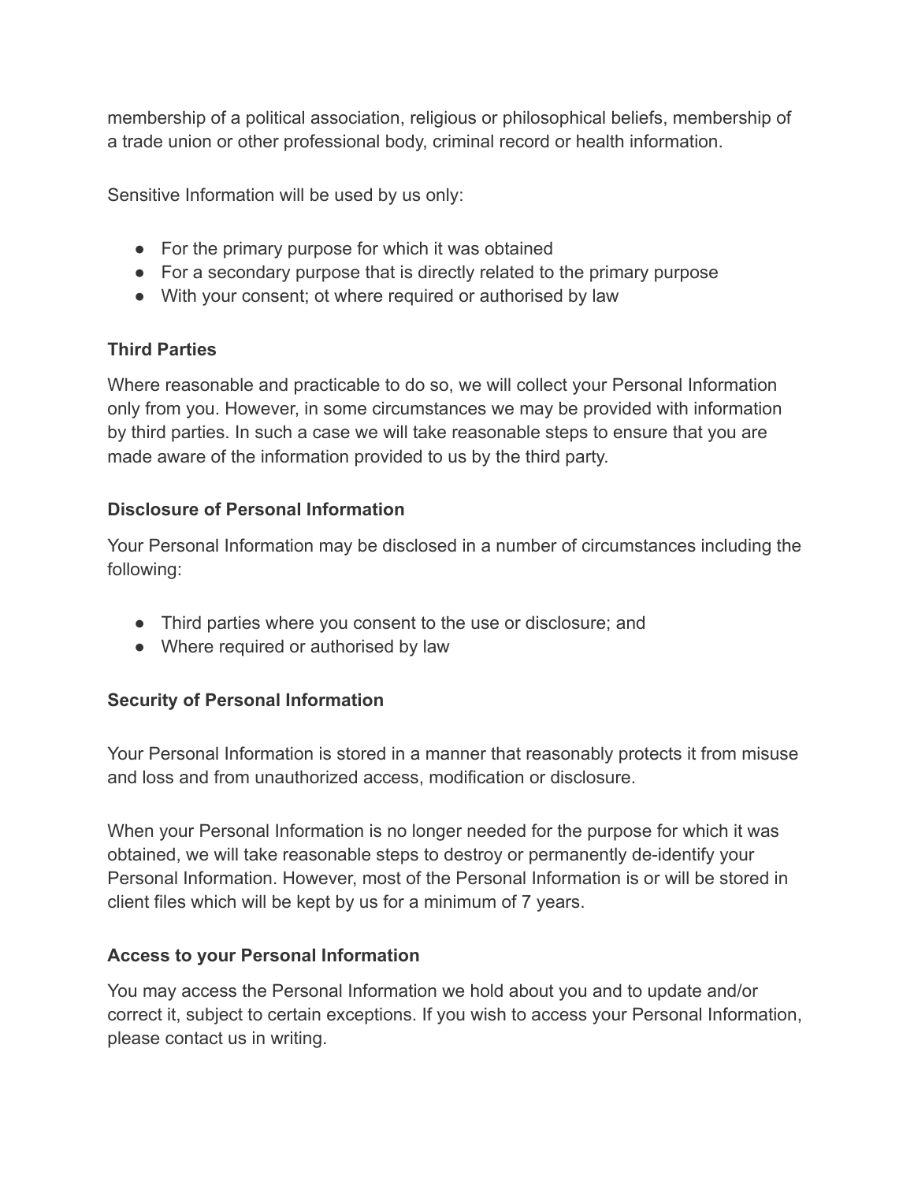membership of a political association, religious or philosophical beliefs, membership of a trade union or other professional body, criminal record or health information.

Sensitive Information will be used by us only:

- For the primary purpose for which it was obtained
- For a secondary purpose that is directly related to the primary purpose
- With your consent; ot where required or authorised by law

**Third Parties**

Where reasonable and practicable to do so, we will collect your Personal Information only from you. However, in some circumstances we may be provided with information by third parties. In such a case we will take reasonable steps to ensure that you are made aware of the information provided to us by the third party.

**Disclosure of Personal Information**

Your Personal Information may be disclosed in a number of circumstances including the following:

- Third parties where you consent to the use or disclosure; and
- Where required or authorised by law

**Security of Personal Information**

Your Personal Information is stored in a manner that reasonably protects it from misuse and loss and from unauthorized access, modification or disclosure.

When your Personal Information is no longer needed for the purpose for which it was obtained, we will take reasonable steps to destroy or permanently de-identify your Personal Information. However, most of the Personal Information is or will be stored in client files which will be kept by us for a minimum of 7 years.

**Access to your Personal Information**

You may access the Personal Information we hold about you and to update and/or correct it, subject to certain exceptions. If you wish to access your Personal Information, please contact us in writing.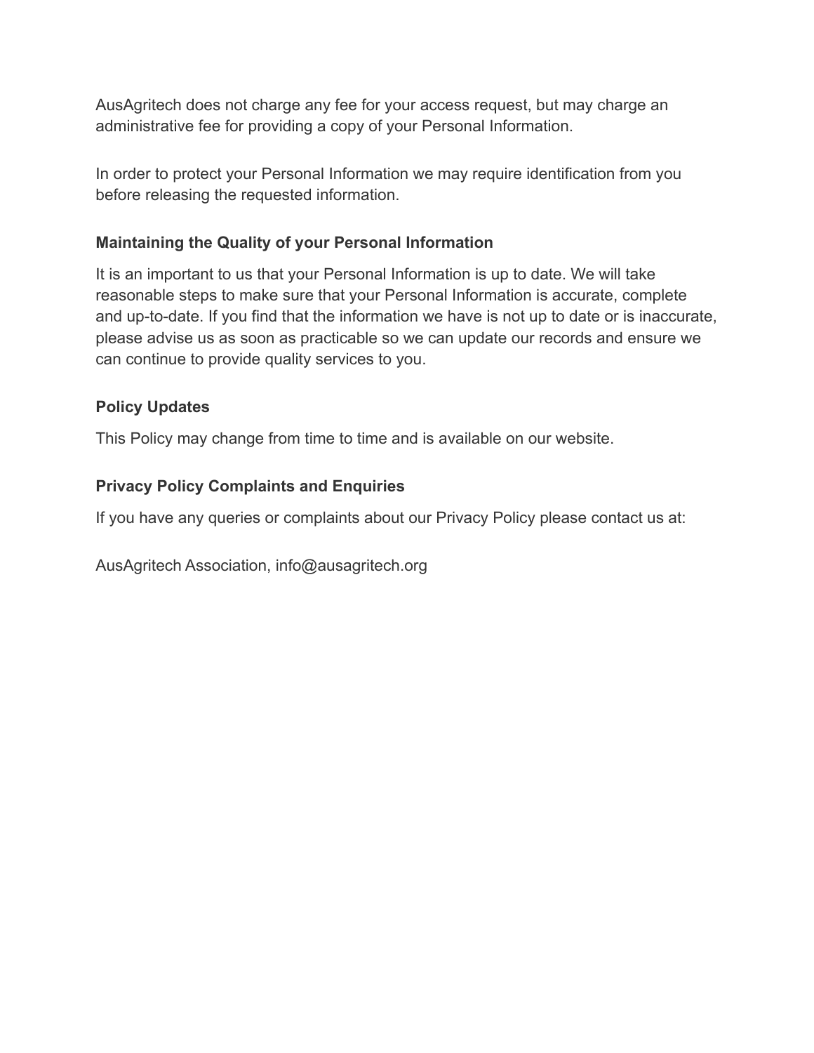AusAgritech does not charge any fee for your access request, but may charge an administrative fee for providing a copy of your Personal Information.

In order to protect your Personal Information we may require identification from you before releasing the requested information.

### Maintaining the Quality of your Personal Information

It is an important to us that your Personal Information is up to date. We will take reasonable steps to make sure that your Personal Information is accurate, complete and up-to-date. If you find that the information we have is not up to date or is inaccurate, please advise us as soon as practicable so we can update our records and ensure we can continue to provide quality services to you.

### Policy Updates

This Policy may change from time to time and is available on our website.

### Privacy Policy Complaints and Enquiries

If you have any queries or complaints about our Privacy Policy please contact us at:

AusAgritech Association, info@ausagritech.org